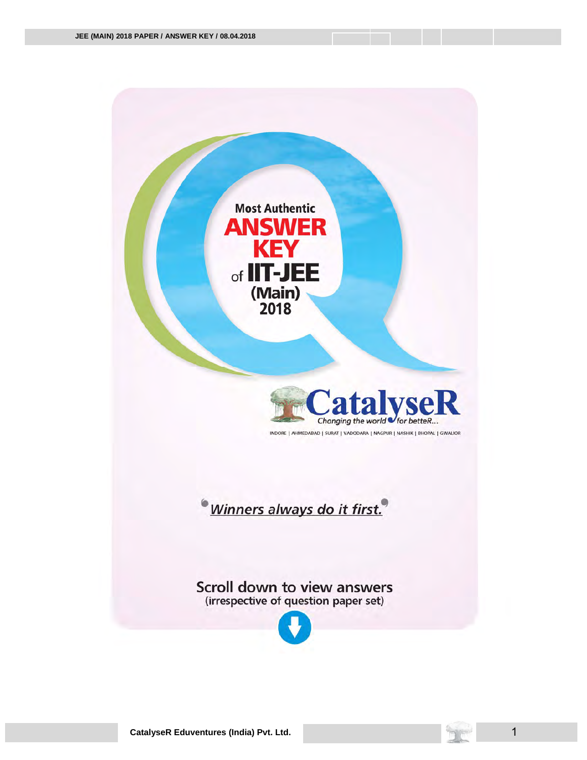Most Authentic

# ANSWER KEY

of **IIT-JEE (Main) 2018**

**CatalyseR**

*Changing the world for betteR...*

INDORE | AHMEDABAD | SURAT | VADODARA | NAGPUR | NASHIK | BHOPAL | GWALIOR

*Winners always do it first.*

Scroll down to view answers
(irrespective of question paper set)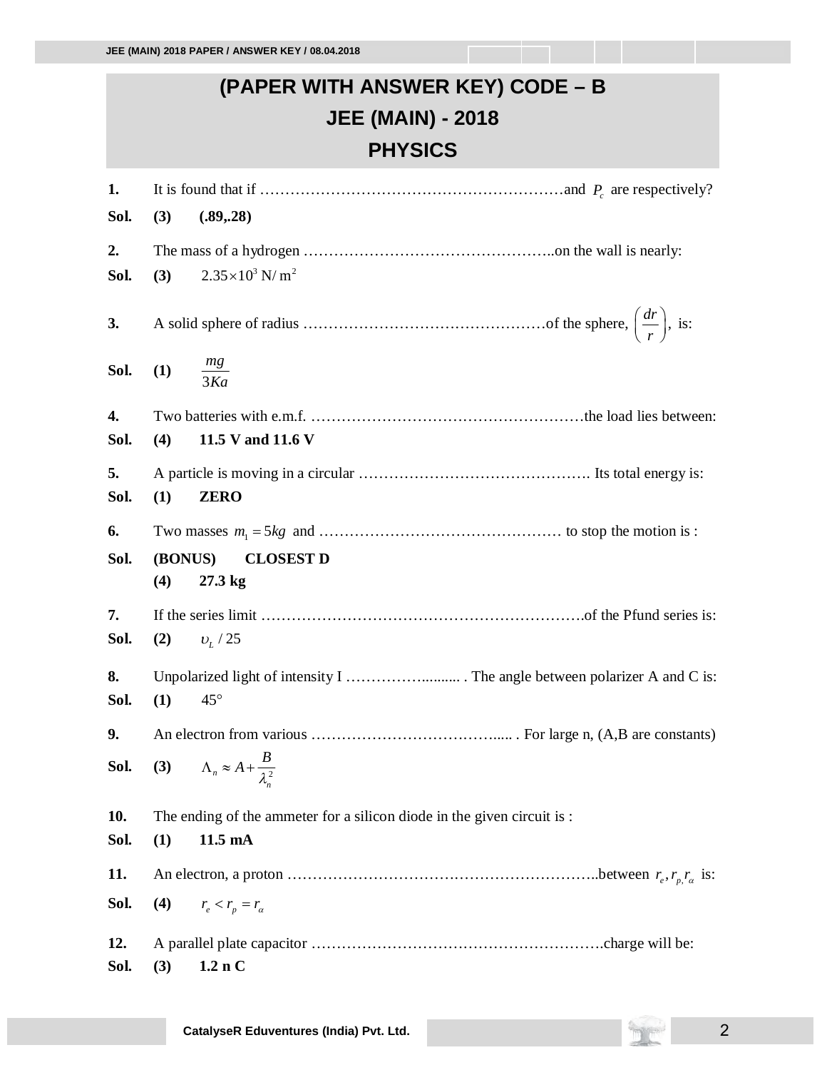# (PAPER WITH ANSWER KEY) CODE – B
# JEE (MAIN) - 2018
# PHYSICS

**1.** It is found that if ……………………………………………………and $P_c$ are respectively?

**Sol. (3) (.89,.28)**

**2.** The mass of a hydrogen …………………………………………..on the wall is nearly:

**Sol. (3)** $2.35 \times 10^3 \text{ N/m}^2$

**3.** A solid sphere of radius …………………………………………of the sphere, $\left(\frac{dr}{r}\right)$, is:

**Sol. (1)** $\frac{mg}{3Ka}$

**4.** Two batteries with e.m.f. ………………………………………………the load lies between:

**Sol. (4) 11.5 V and 11.6 V**

**5.** A particle is moving in a circular ………………………………………. Its total energy is:

**Sol. (1) ZERO**

**6.** Two masses $m_1 = 5kg$ and ………………………………………… to stop the motion is :

**Sol. (BONUS) CLOSEST D**

**(4) 27.3 kg**

**7.** If the series limit ……………………………………………………….of the Pfund series is:

**Sol. (2)** $\upsilon_L / 25$

**8.** Unpolarized light of intensity I …………….......... . The angle between polarizer A and C is:

**Sol. (1)** $45°$

**9.** An electron from various …………………………….….... . For large n, (A,B are constants)

**Sol. (3)** $\Lambda_n \approx A + \frac{B}{\lambda_n^2}$

**10.** The ending of the ammeter for a silicon diode in the given circuit is :

**Sol. (1) 11.5 mA**

**11.** An electron, a proton ……………………………………………………..between $r_e, r_p, r_\alpha$ is:

**Sol. (4)** $r_e < r_p = r_\alpha$

**12.** A parallel plate capacitor ………………………………………………….charge will be:

**Sol. (3) 1.2 n C**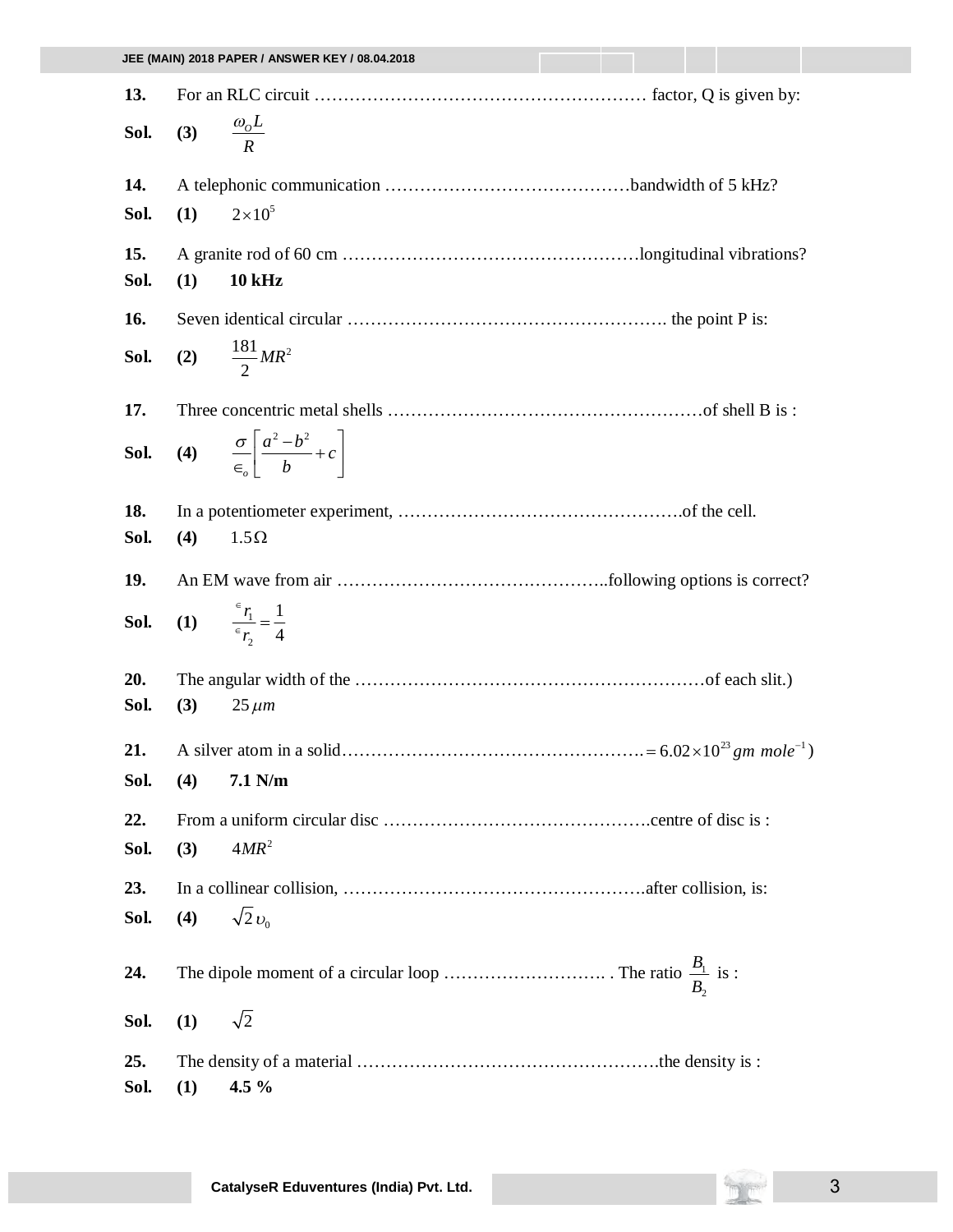13. For an RLC circuit ………………………………………………… factor, Q is given by:

**Sol.** **(3)** $\frac{\omega_O L}{R}$

14. A telephonic communication ……………………………………bandwidth of 5 kHz?

**Sol.** **(1)** $2\times10^5$

15. A granite rod of 60 cm ……………………………………………longitudinal vibrations?

**Sol.** **(1)** **10 kHz**

16. Seven identical circular ………………………………………………. the point P is:

**Sol.** **(2)** $\frac{181}{2}MR^2$

17. Three concentric metal shells ………………………………………………of shell B is :

**Sol.** **(4)** $\frac{\sigma}{\in_o}\left[\frac{a^2-b^2}{b}+c\right]$

18. In a potentiometer experiment, ………………………………………….of the cell.

**Sol.** **(4)** $1.5\Omega$

19. An EM wave from air ………………………………………..following options is correct?

**Sol.** **(1)** $\frac{\in_{r_1}}{\in_{r_2}}=\frac{1}{4}$

20. The angular width of the ……………………………………………………of each slit.)

**Sol.** **(3)** $25\,\mu m$

21. A silver atom in a solid…………………………………………….$=6.02\times10^{23}\,gm\ mole^{-1}$)

**Sol.** **(4)** **7.1 N/m**

22. From a uniform circular disc ……………………………………….centre of disc is :

**Sol.** **(3)** $4MR^2$

23. In a collinear collision, …………………………………………….after collision, is:

**Sol.** **(4)** $\sqrt{2}\,\upsilon_0$

24. The dipole moment of a circular loop ………………………. . The ratio $\frac{B_1}{B_2}$ is :

**Sol.** **(1)** $\sqrt{2}$

25. The density of a material …………………………………………….the density is :

**Sol.** **(1)** **4.5 %**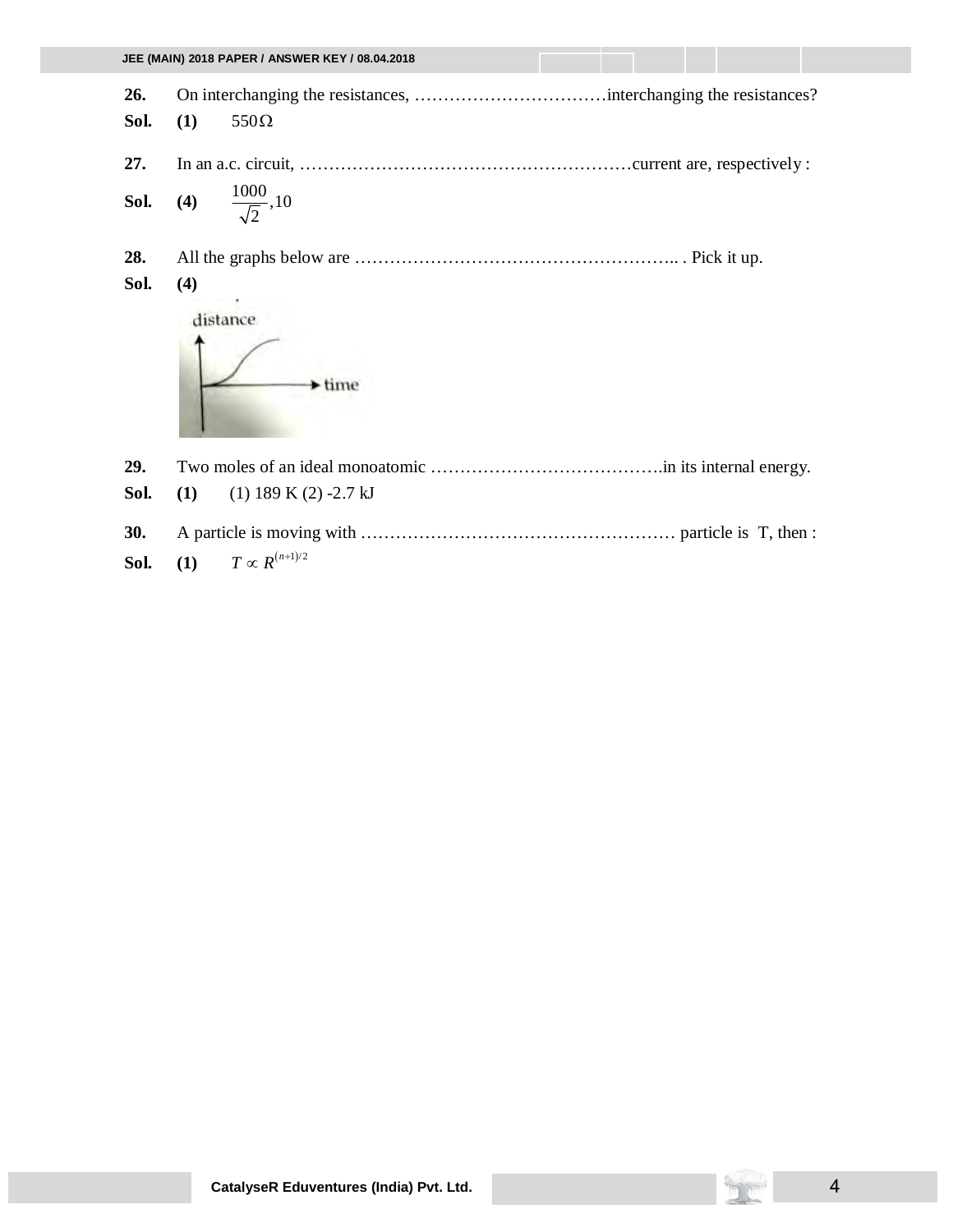**26.** On interchanging the resistances, ……………………………interchanging the resistances?

**Sol.** **(1)** $550\Omega$

**27.** In an a.c. circuit, …………………………………………………current are, respectively :

**Sol.** **(4)** $\frac{1000}{\sqrt{2}}, 10$

**28.** All the graphs below are ……………………………………………….. . Pick it up.

**Sol.** **(4)**

**29.** Two moles of an ideal monoatomic ………………………………….in its internal energy.

**Sol.** **(1)** (1) 189 K (2) -2.7 kJ

**30.** A particle is moving with ……………………………………………… particle is T, then :

**Sol.** **(1)** $T \propto R^{(n+1)/2}$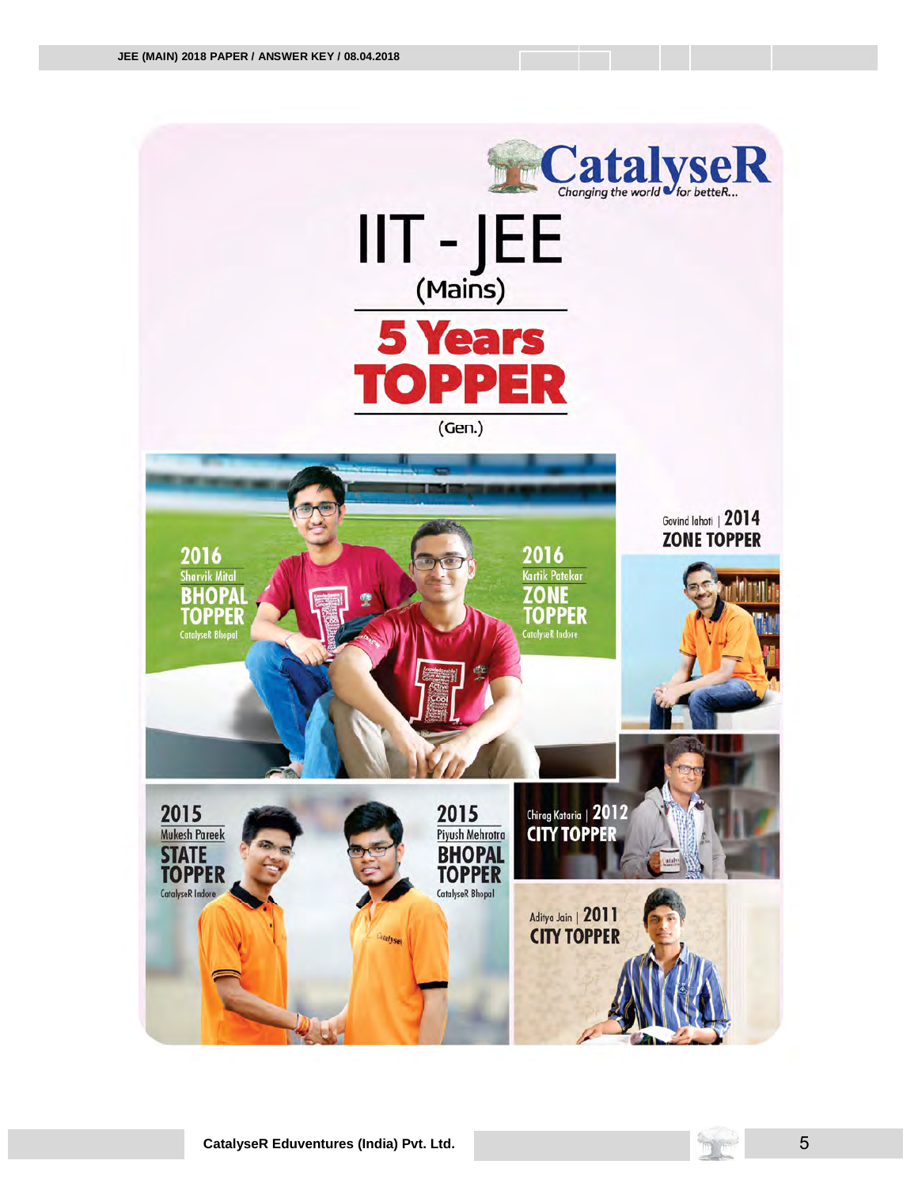CatalyseR
Changing the world for betteR...

# IIT - JEE

(Mains)

## 5 Years TOPPER

(Gen.)

**2016**
Sharvik Mital
**BHOPAL TOPPER**
CatalyseR Bhopal

**2016**
Kartik Patekar
**ZONE TOPPER**
CatalyseR Indore

Govind lahoti | **2014**
**ZONE TOPPER**

**2015**
Mukesh Pareek
**STATE TOPPER**
CatalyseR Indore

**2015**
Piyush Mehrotra
**BHOPAL TOPPER**
CatalyseR Bhopal

Chirag Kataria | **2012**
**CITY TOPPER**

Aditya Jain | **2011**
**CITY TOPPER**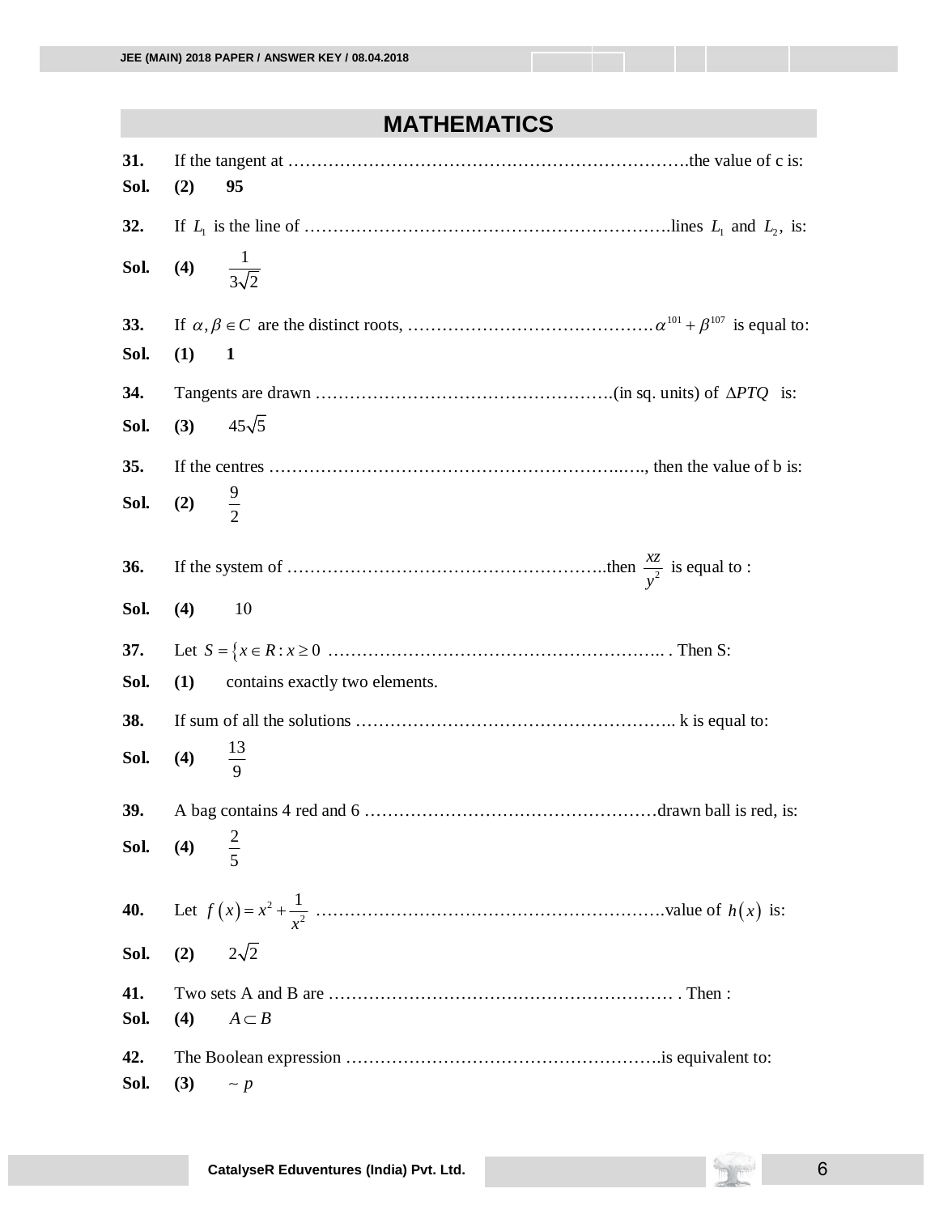# MATHEMATICS

**31.** If the tangent at ……………………………………………………………….the value of c is:

**Sol.** **(2)** **95**

**32.** If $L_1$ is the line of ……………………………………………………….lines $L_1$ and $L_2$, is:

**Sol.** **(4)** $\frac{1}{3\sqrt{2}}$

**33.** If $\alpha, \beta \in C$ are the distinct roots, ……………………………………$\alpha^{101} + \beta^{107}$ is equal to:

**Sol.** **(1)** **1**

**34.** Tangents are drawn …………………………………………….(in sq. units) of $\Delta PTQ$ is:

**Sol.** **(3)** $45\sqrt{5}$

**35.** If the centres ………………………………………………………..…., then the value of b is:

**Sol.** **(2)** $\frac{9}{2}$

**36.** If the system of ………………………………………………..then $\frac{xz}{y^2}$ is equal to :

**Sol.** **(4)** 10

**37.** Let $S = \{x \in R : x \geq 0$ ………………………………………………….. . Then S:

**Sol.** **(1)** contains exactly two elements.

**38.** If sum of all the solutions ……………………………………………….. k is equal to:

**Sol.** **(4)** $\frac{13}{9}$

**39.** A bag contains 4 red and 6 ……………………………………………drawn ball is red, is:

**Sol.** **(4)** $\frac{2}{5}$

**40.** Let $f(x) = x^2 + \frac{1}{x^2}$ ……………………………………………………value of $h(x)$ is:

**Sol.** **(2)** $2\sqrt{2}$

**41.** Two sets A and B are ……………………………………………………… . Then :

**Sol.** **(4)** $A \subset B$

**42.** The Boolean expression ……………………………………………….is equivalent to:

**Sol.** **(3)** $\sim p$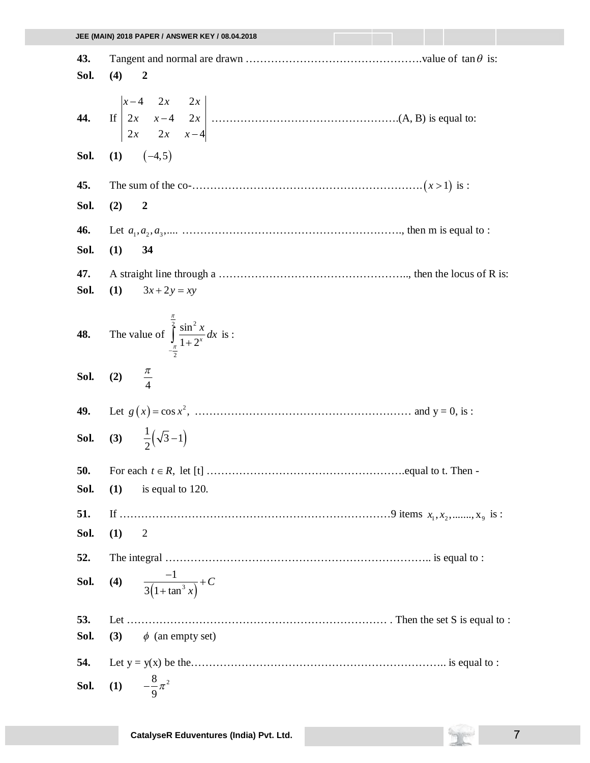**43.** Tangent and normal are drawn ………………………………………….value of $\tan\theta$ is:

**Sol.** **(4)** **2**

**44.** If $\begin{vmatrix} x-4 & 2x & 2x \\ 2x & x-4 & 2x \\ 2x & 2x & x-4 \end{vmatrix}$ …………………………………………….(A, B) is equal to:

**Sol.** **(1)** $(-4,5)$

**45.** The sum of the co-……………………………………………………….$(x>1)$ is :

**Sol.** **(2)** **2**

**46.** Let $a_1, a_2, a_3, ....$ ……………………………………………………., then m is equal to :

**Sol.** **(1)** **34**

**47.** A straight line through a …………………………………………….., then the locus of R is:

**Sol.** **(1)** $3x+2y=xy$

**48.** The value of $\int_{-\frac{\pi}{2}}^{\frac{\pi}{2}} \frac{\sin^2 x}{1+2^x} dx$ is :

**Sol.** **(2)** $\frac{\pi}{4}$

**49.** Let $g(x)=\cos x^2$, …………………………………………………… and y = 0, is :

**Sol.** **(3)** $\frac{1}{2}\left(\sqrt{3}-1\right)$

**50.** For each $t \in R$, let [t] ……………………………………………….equal to t. Then -

**Sol.** **(1)** is equal to 120.

**51.** If ………………………………………………………………9 items $x_1, x_2, ......., x_9$ is :

**Sol.** **(1)** 2

**52.** The integral ……………………………………………………………….. is equal to :

**Sol.** **(4)** $\frac{-1}{3\left(1+\tan^3 x\right)}+C$

**53.** Let ……………………………………………………………… . Then the set S is equal to :

**Sol.** **(3)** $\phi$ (an empty set)

**54.** Let y = y(x) be the……………………………………………………………. is equal to :

**Sol.** **(1)** $-\frac{8}{9}\pi^2$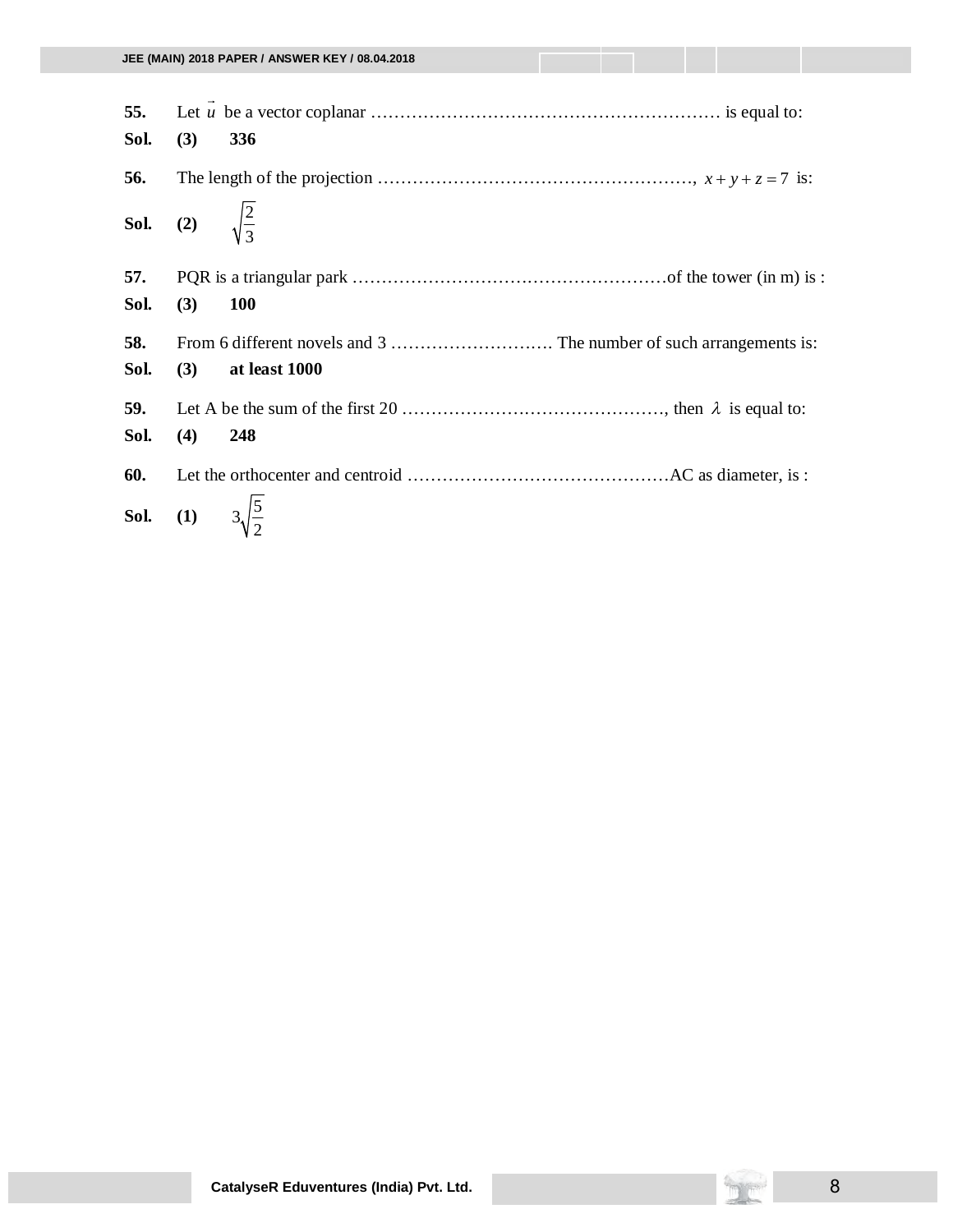**55.** Let $\vec{u}$ be a vector coplanar …………………………………………………… is equal to:

**Sol.** **(3)** **336**

**56.** The length of the projection ………………………………………………, $x+y+z=7$ is:

**Sol.** **(2)** $\sqrt{\frac{2}{3}}$

**57.** PQR is a triangular park ………………………………………………of the tower (in m) is :

**Sol.** **(3)** **100**

**58.** From 6 different novels and 3 ………………………. The number of such arrangements is:

**Sol.** **(3)** **at least 1000**

**59.** Let A be the sum of the first 20 ………………………………………, then $\lambda$ is equal to:

**Sol.** **(4)** **248**

**60.** Let the orthocenter and centroid ………………………………………AC as diameter, is :

**Sol.** **(1)** $3\sqrt{\frac{5}{2}}$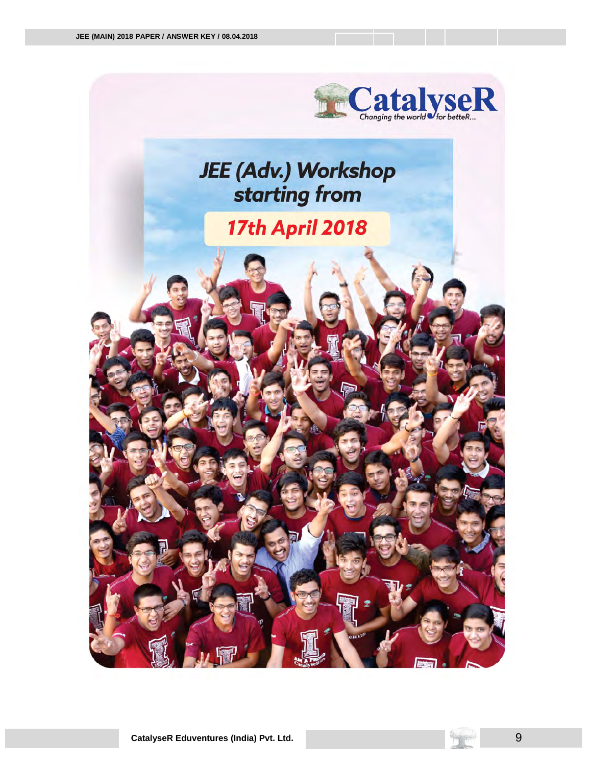CatalyseR

Changing the world for betteR...

# JEE (Adv.) Workshop starting from

## 17th April 2018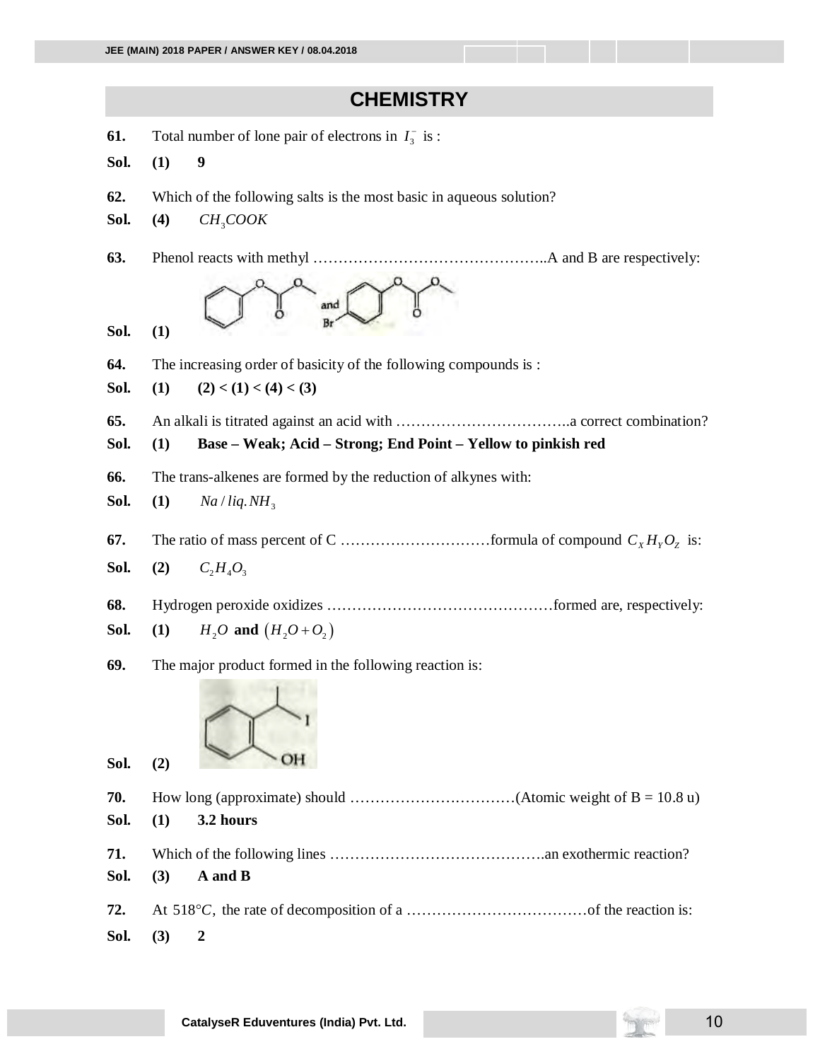# CHEMISTRY

**61.** Total number of lone pair of electrons in $I_3^-$ is :

**Sol.** **(1)** **9**

**62.** Which of the following salts is the most basic in aqueous solution?

**Sol.** **(4)** $CH_3COOK$

**63.** Phenol reacts with methyl ……………………………………..A and B are respectively:

**Sol.** **(1)**

**64.** The increasing order of basicity of the following compounds is :

**Sol.** **(1)** **(2) < (1) < (4) < (3)**

**65.** An alkali is titrated against an acid with ……………………………..a correct combination?

**Sol.** **(1)** **Base – Weak; Acid – Strong; End Point – Yellow to pinkish red**

**66.** The trans-alkenes are formed by the reduction of alkynes with:

**Sol.** **(1)** $Na / liq. NH_3$

**67.** The ratio of mass percent of C …………………………formula of compound $C_X H_Y O_Z$ is:

**Sol.** **(2)** $C_2H_4O_3$

**68.** Hydrogen peroxide oxidizes ………………………………………formed are, respectively:

**Sol.** **(1)** $H_2O$ **and** $\left(H_2O + O_2\right)$

**69.** The major product formed in the following reaction is:

**Sol.** **(2)**

**70.** How long (approximate) should ……………………………(Atomic weight of B = 10.8 u)

**Sol.** **(1)** **3.2 hours**

**71.** Which of the following lines …………………………………….an exothermic reaction?

**Sol.** **(3)** **A and B**

**72.** At $518°C$, the rate of decomposition of a ………………………………of the reaction is:

**Sol.** **(3)** **2**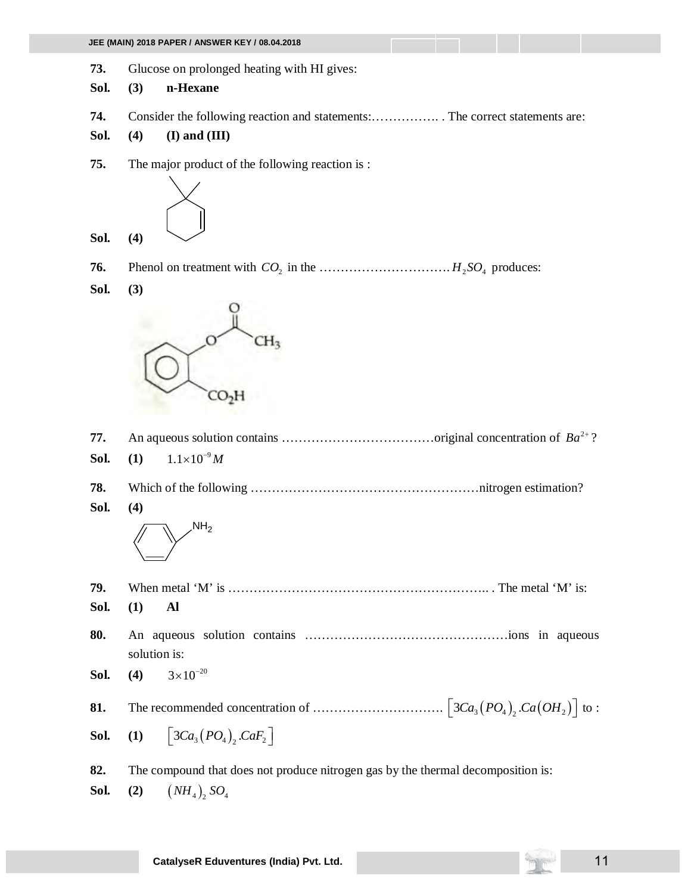**73.** Glucose on prolonged heating with HI gives:

**Sol.** **(3)** **n-Hexane**

**74.** Consider the following reaction and statements:……………. . The correct statements are:

**Sol.** **(4)** **(I) and (III)**

**75.** The major product of the following reaction is :

**Sol.** **(4)**

**76.** Phenol on treatment with $CO_2$ in the …………………………. $H_2SO_4$ produces:

**Sol.** **(3)**

**77.** An aqueous solution contains ………………………………original concentration of $Ba^{2+}$?

**Sol.** **(1)** $1.1 \times 10^{-9} M$

**78.** Which of the following ………………………………………………nitrogen estimation?

**Sol.** **(4)**

**79.** When metal 'M' is …………………………………………………….. . The metal 'M' is:

**Sol.** **(1)** **Al**

**80.** An aqueous solution contains …………………………………………ions in aqueous solution is:

**Sol.** **(4)** $3 \times 10^{-20}$

**81.** The recommended concentration of …………………………. $\left[3Ca_3\left(PO_4\right)_2.Ca\left(OH_2\right)\right]$ to :

**Sol.** **(1)** $\left[3Ca_3\left(PO_4\right)_2.CaF_2\right]$

**82.** The compound that does not produce nitrogen gas by the thermal decomposition is:

**Sol.** **(2)** $\left(NH_4\right)_2 SO_4$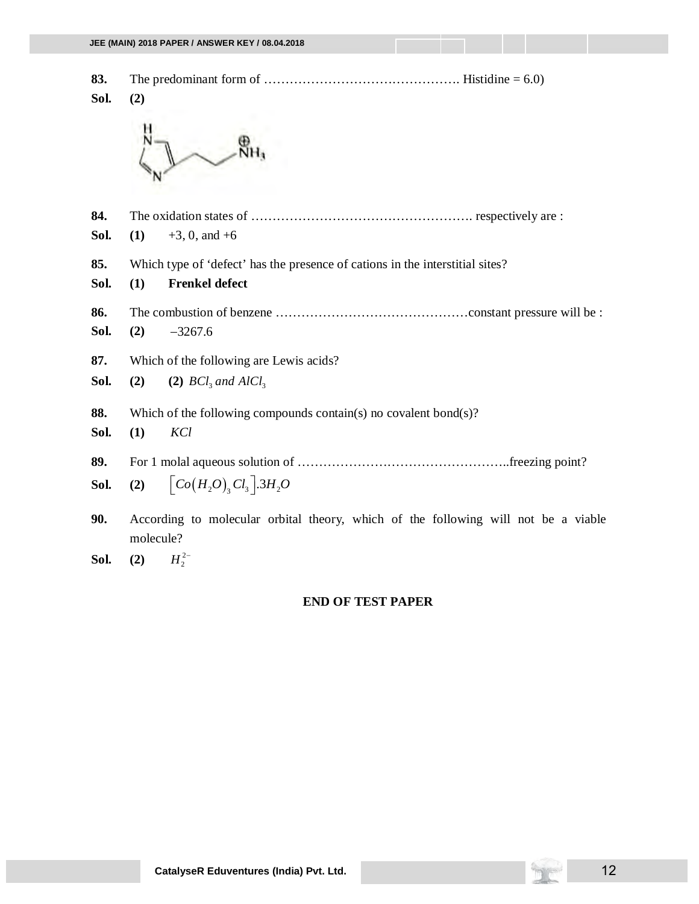**83.** The predominant form of ………………………………………. Histidine = 6.0)

**Sol.** **(2)**

**84.** The oxidation states of ……………………………………………. respectively are :

**Sol.** **(1)** +3, 0, and +6

**85.** Which type of 'defect' has the presence of cations in the interstitial sites?

**Sol.** **(1)** **Frenkel defect**

**86.** The combustion of benzene ………………………………………constant pressure will be :

**Sol.** **(2)** $-3267.6$

**87.** Which of the following are Lewis acids?

**Sol.** **(2)** **(2)** $BCl_3$ *and* $AlCl_3$

**88.** Which of the following compounds contain(s) no covalent bond(s)?

**Sol.** **(1)** $KCl$

**89.** For 1 molal aqueous solution of …………………………………………..freezing point?

**Sol.** **(2)** $\left[Co\left(H_2O\right)_3 Cl_3\right].3H_2O$

**90.** According to molecular orbital theory, which of the following will not be a viable molecule?

**Sol.** **(2)** $H_2^{2-}$

**END OF TEST PAPER**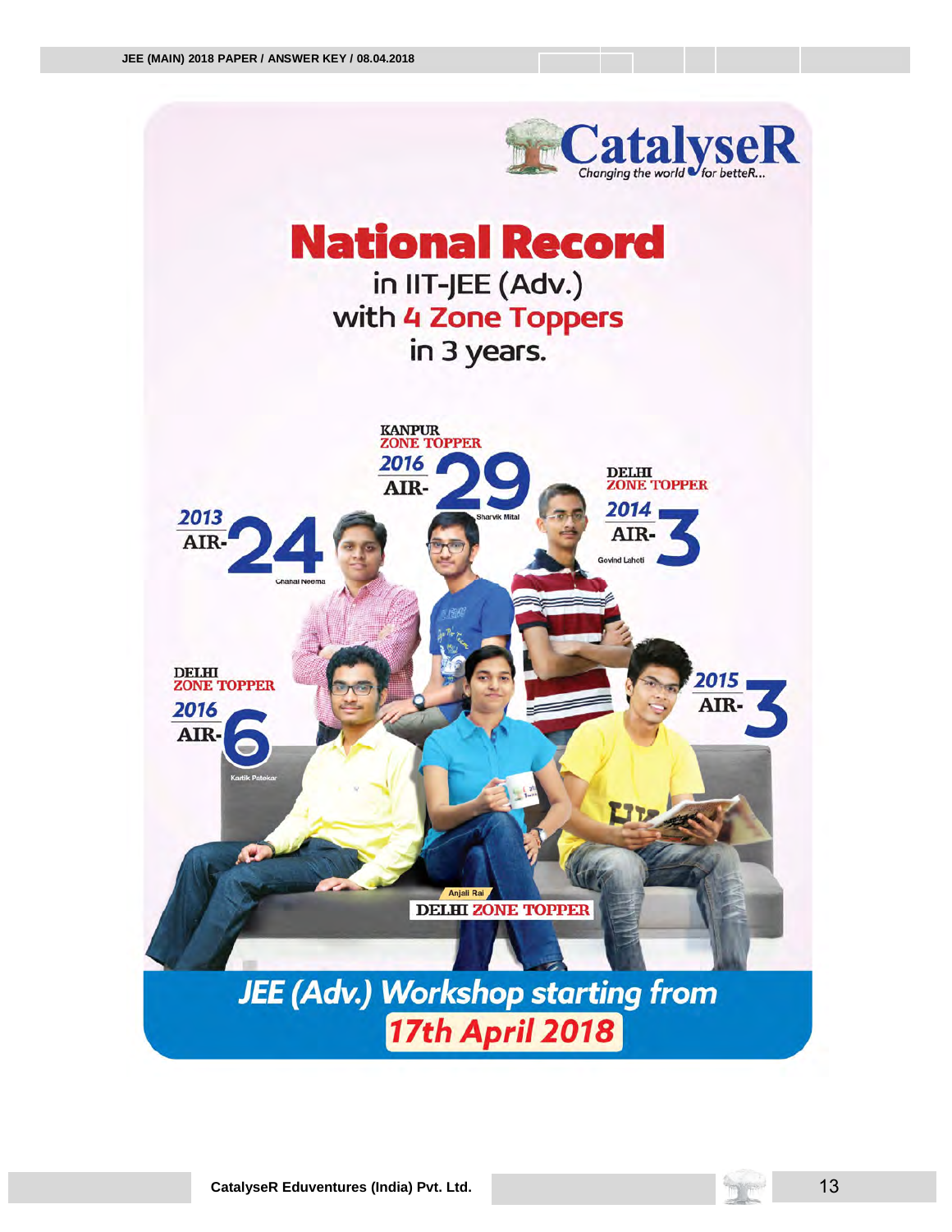CatalyseR

Changing the world for betteR...

# National Record

in IIT-JEE (Adv.) with 4 Zone Toppers in 3 years.

KANPUR ZONE TOPPER 2016 AIR-29 Sharvik Mittal

DELHI ZONE TOPPER 2014 AIR-3 Govind Lahoti

2013 AIR-24 Chahal Neema

DELHI ZONE TOPPER 2016 AIR-6 Kartik Patekar

2015 AIR-3

Anjali Rai DELHI ZONE TOPPER

**JEE (Adv.) Workshop starting from 17th April 2018**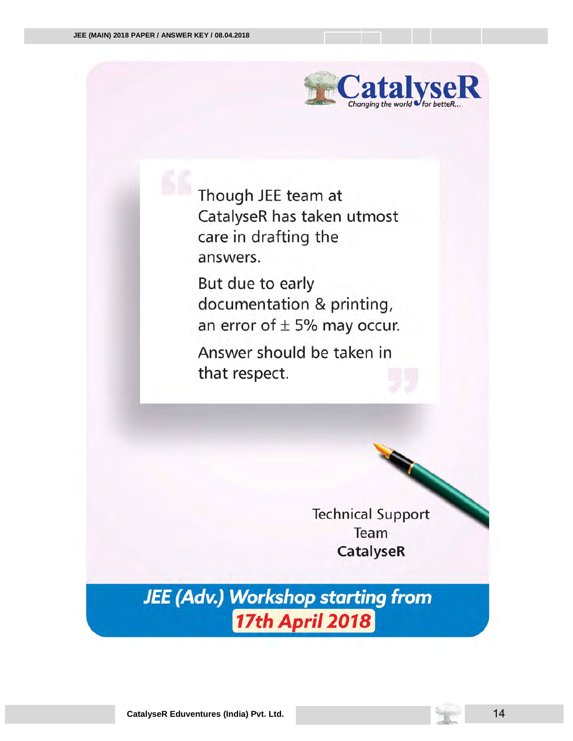CatalyseR

Changing the world for betteR...

Though JEE team at CatalyseR has taken utmost care in drafting the answers.

But due to early documentation & printing, an error of ± 5% may occur.

Answer should be taken in that respect.

Technical Support Team
**CatalyseR**

***JEE (Adv.) Workshop starting from 17th April 2018***